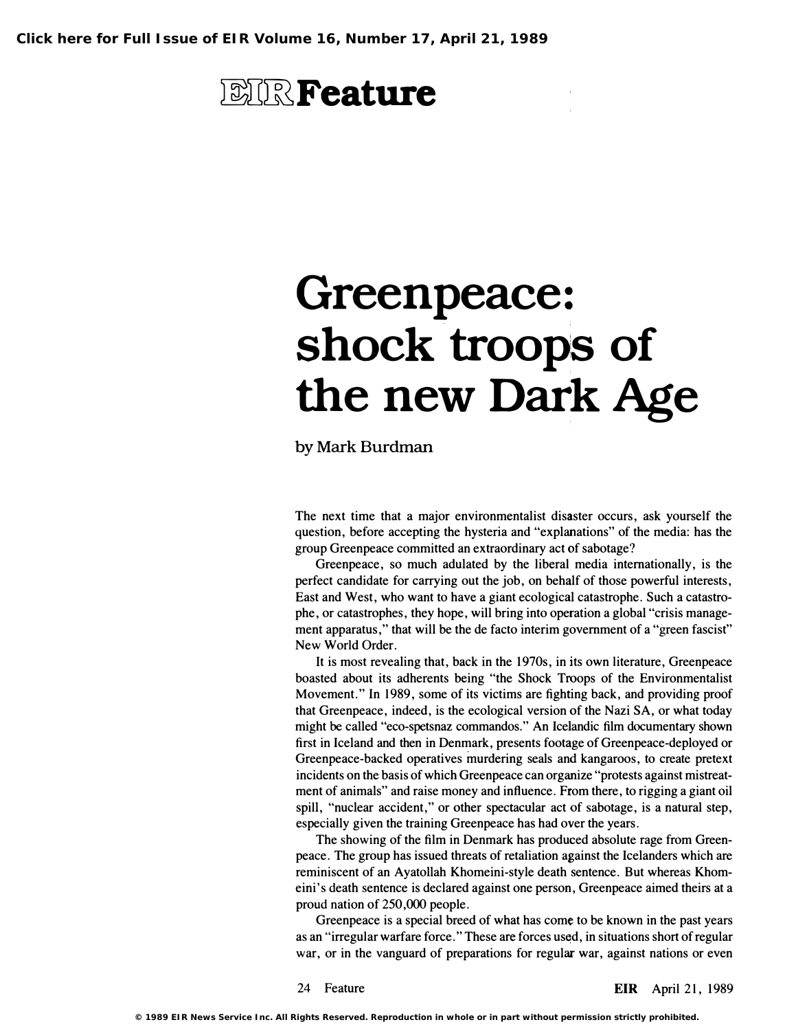# EIR Feature

# Greenpeace: shock troops of the new Dark Age

by Mark Burdman

The next time that a major environmentalist disaster occurs, ask yourself the question, before accepting the hysteria and "explanations" of the media: has the group Greenpeace committed an extraordinary act of sabotage?

Greenpeace, so much adulated by the liberal media internationally, is the perfect candidate for carrying out the job, on behalf of those powerful interests, East and West, who want to have a giant ecological catastrophe. Such a catastrophe, or catastrophes, they hope, will bring into operation a global "crisis management apparatus," that will be the de facto interim government of a "green fascist" New World Order.

It is most revealing that, back in the 1970s, in its own literature, Greenpeace boasted about its adherents being "the Shock Troops of the Environmentalist Movement." In 1989, some of its victims are fighting back, and providing proof that Greenpeace, indeed, is the ecological version of the Nazi SA, or what today might be called "eco-spetsnaz commandos." An Icelandic film documentary shown first in Iceland and then in Denmark, presents footage of Greenpeace-deployed or Greenpeace-backed operatives murdering seals and kangaroos, to create pretext incidents on the basis of which Greenpeace can organize "protests against mistreatment of animals" and raise money and influence. From there, to rigging a giant oil spill, "nuclear accident," or other spectacular act of sabotage, is a natural step, especially given the training Greenpeace has had over the years.

The showing of the film in Denmark has produced absolute rage from Greenpeace. The group has issued threats of retaliation against the Icelanders which are reminiscent of an Ayatollah Khomeini-style death sentence. But whereas Khomeini's death sentence is declared against one person, Greenpeace aimed theirs at a proud nation of 250,000 people.

Greenpeace is a special breed of what has come to be known in the past years as an "irregular warfare force." These are forces used, in situations short of regular war, or in the vanguard of preparations for regular war, against nations or even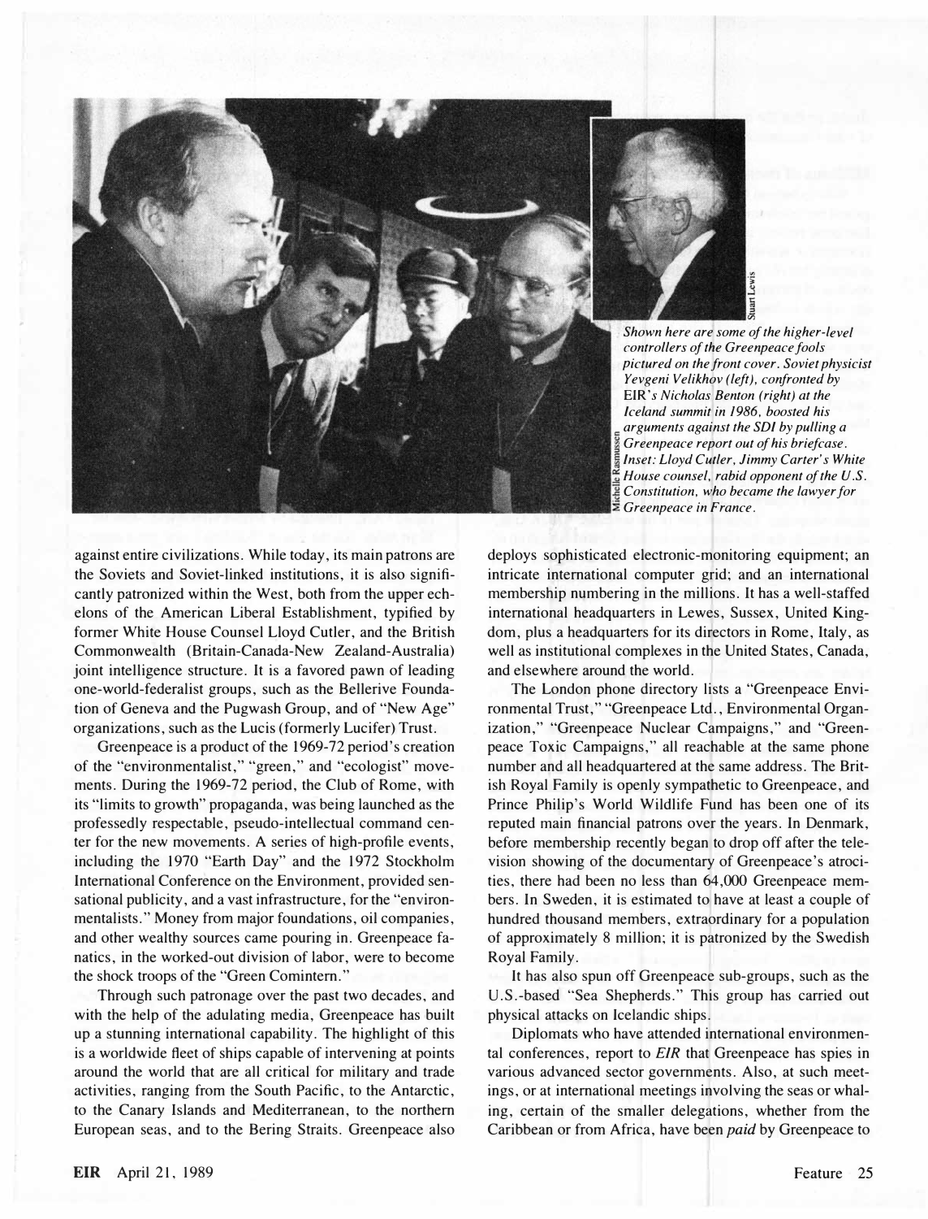*Shown here are some of the higher-level controllers of the Greenpeace fools pictured on the front cover. Soviet physicist Yevgeni Velikhov (left), confronted by* EIR*'s Nicholas Benton (right) at the Iceland summit in 1986, boosted his arguments against the SDI by pulling a Greenpeace report out of his briefcase. Inset: Lloyd Cutler, Jimmy Carter's White House counsel, rabid opponent of the U.S. Constitution, who became the lawyer for Greenpeace in France.*

against entire civilizations. While today, its main patrons are the Soviets and Soviet-linked institutions, it is also significantly patronized within the West, both from the upper echelons of the American Liberal Establishment, typified by former White House Counsel Lloyd Cutler, and the British Commonwealth (Britain-Canada-New Zealand-Australia) joint intelligence structure. It is a favored pawn of leading one-world-federalist groups, such as the Bellerive Foundation of Geneva and the Pugwash Group, and of "New Age" organizations, such as the Lucis (formerly Lucifer) Trust.

Greenpeace is a product of the 1969-72 period's creation of the "environmentalist," "green," and "ecologist" movements. During the 1969-72 period, the Club of Rome, with its "limits to growth" propaganda, was being launched as the professedly respectable, pseudo-intellectual command center for the new movements. A series of high-profile events, including the 1970 "Earth Day" and the 1972 Stockholm International Conference on the Environment, provided sensational publicity, and a vast infrastructure, for the "environmentalists." Money from major foundations, oil companies, and other wealthy sources came pouring in. Greenpeace fanatics, in the worked-out division of labor, were to become the shock troops of the "Green Comintern."

Through such patronage over the past two decades, and with the help of the adulating media, Greenpeace has built up a stunning international capability. The highlight of this is a worldwide fleet of ships capable of intervening at points around the world that are all critical for military and trade activities, ranging from the South Pacific, to the Antarctic, to the Canary Islands and Mediterranean, to the northern European seas, and to the Bering Straits. Greenpeace also deploys sophisticated electronic-monitoring equipment; an intricate international computer grid; and an international membership numbering in the millions. It has a well-staffed international headquarters in Lewes, Sussex, United Kingdom, plus a headquarters for its directors in Rome, Italy, as well as institutional complexes in the United States, Canada, and elsewhere around the world.

The London phone directory lists a "Greenpeace Environmental Trust," "Greenpeace Ltd., Environmental Organization," "Greenpeace Nuclear Campaigns," and "Greenpeace Toxic Campaigns," all reachable at the same phone number and all headquartered at the same address. The British Royal Family is openly sympathetic to Greenpeace, and Prince Philip's World Wildlife Fund has been one of its reputed main financial patrons over the years. In Denmark, before membership recently began to drop off after the television showing of the documentary of Greenpeace's atrocities, there had been no less than 64,000 Greenpeace members. In Sweden, it is estimated to have at least a couple of hundred thousand members, extraordinary for a population of approximately 8 million; it is patronized by the Swedish Royal Family.

It has also spun off Greenpeace sub-groups, such as the U.S.-based "Sea Shepherds." This group has carried out physical attacks on Icelandic ships.

Diplomats who have attended international environmental conferences, report to *EIR* that Greenpeace has spies in various advanced sector governments. Also, at such meetings, or at international meetings involving the seas or whaling, certain of the smaller delegations, whether from the Caribbean or from Africa, have been *paid* by Greenpeace to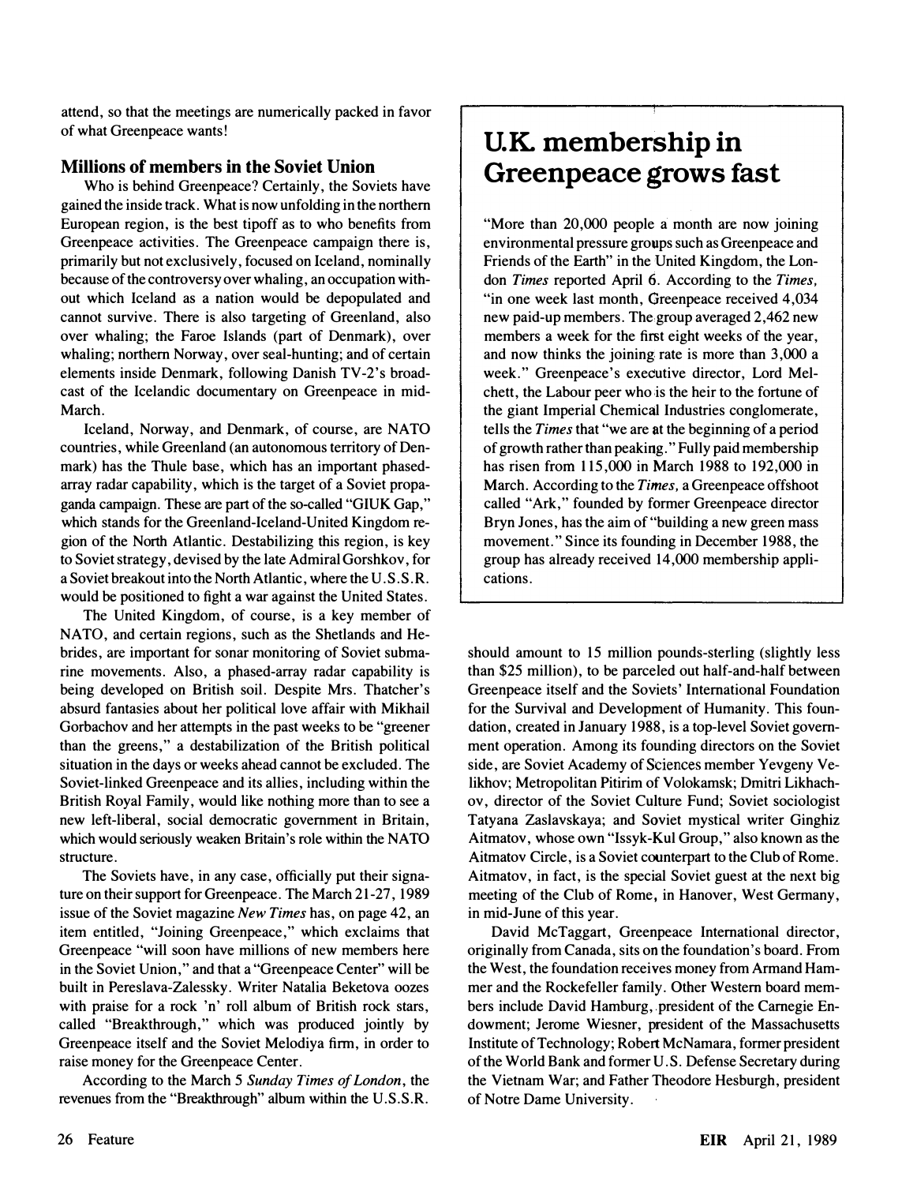attend, so that the meetings are numerically packed in favor of what Greenpeace wants!

### Millions of members in the Soviet Union

Who is behind Greenpeace? Certainly, the Soviets have gained the inside track. What is now unfolding in the northern European region, is the best tipoff as to who benefits from Greenpeace activities. The Greenpeace campaign there is, primarily but not exclusively, focused on Iceland, nominally because of the controversy over whaling, an occupation without which Iceland as a nation would be depopulated and cannot survive. There is also targeting of Greenland, also over whaling; the Faroe Islands (part of Denmark), over whaling; northern Norway, over seal-hunting; and of certain elements inside Denmark, following Danish TV-2's broadcast of the Icelandic documentary on Greenpeace in mid-March.

Iceland, Norway, and Denmark, of course, are NATO countries, while Greenland (an autonomous territory of Denmark) has the Thule base, which has an important phased-array radar capability, which is the target of a Soviet propaganda campaign. These are part of the so-called "GIUK Gap," which stands for the Greenland-Iceland-United Kingdom region of the North Atlantic. Destabilizing this region, is key to Soviet strategy, devised by the late Admiral Gorshkov, for a Soviet breakout into the North Atlantic, where the U.S.S.R. would be positioned to fight a war against the United States.

The United Kingdom, of course, is a key member of NATO, and certain regions, such as the Shetlands and Hebrides, are important for sonar monitoring of Soviet submarine movements. Also, a phased-array radar capability is being developed on British soil. Despite Mrs. Thatcher's absurd fantasies about her political love affair with Mikhail Gorbachov and her attempts in the past weeks to be "greener than the greens," a destabilization of the British political situation in the days or weeks ahead cannot be excluded. The Soviet-linked Greenpeace and its allies, including within the British Royal Family, would like nothing more than to see a new left-liberal, social democratic government in Britain, which would seriously weaken Britain's role within the NATO structure.

The Soviets have, in any case, officially put their signature on their support for Greenpeace. The March 21-27, 1989 issue of the Soviet magazine *New Times* has, on page 42, an item entitled, "Joining Greenpeace," which exclaims that Greenpeace "will soon have millions of new members here in the Soviet Union," and that a "Greenpeace Center" will be built in Pereslava-Zalessky. Writer Natalia Beketova oozes with praise for a rock 'n' roll album of British rock stars, called "Breakthrough," which was produced jointly by Greenpeace itself and the Soviet Melodiya firm, in order to raise money for the Greenpeace Center.

According to the March 5 *Sunday Times of London*, the revenues from the "Breakthrough" album within the U.S.S.R. should amount to 15 million pounds-sterling (slightly less than $25 million), to be parceled out half-and-half between Greenpeace itself and the Soviets' International Foundation for the Survival and Development of Humanity. This foundation, created in January 1988, is a top-level Soviet government operation. Among its founding directors on the Soviet side, are Soviet Academy of Sciences member Yevgeny Velikhov; Metropolitan Pitirim of Volokamsk; Dmitri Likhachov, director of the Soviet Culture Fund; Soviet sociologist Tatyana Zaslavskaya; and Soviet mystical writer Ginghiz Aitmatov, whose own "Issyk-Kul Group," also known as the Aitmatov Circle, is a Soviet counterpart to the Club of Rome. Aitmatov, in fact, is the special Soviet guest at the next big meeting of the Club of Rome, in Hanover, West Germany, in mid-June of this year.

David McTaggart, Greenpeace International director, originally from Canada, sits on the foundation's board. From the West, the foundation receives money from Armand Hammer and the Rockefeller family. Other Western board members include David Hamburg, president of the Carnegie Endowment; Jerome Wiesner, president of the Massachusetts Institute of Technology; Robert McNamara, former president of the World Bank and former U.S. Defense Secretary during the Vietnam War; and Father Theodore Hesburgh, president of Notre Dame University.

## U.K. membership in Greenpeace grows fast

"More than 20,000 people a month are now joining environmental pressure groups such as Greenpeace and Friends of the Earth" in the United Kingdom, the London *Times* reported April 6. According to the *Times*, "in one week last month, Greenpeace received 4,034 new paid-up members. The group averaged 2,462 new members a week for the first eight weeks of the year, and now thinks the joining rate is more than 3,000 a week." Greenpeace's executive director, Lord Melchett, the Labour peer who is the heir to the fortune of the giant Imperial Chemical Industries conglomerate, tells the *Times* that "we are at the beginning of a period of growth rather than peaking." Fully paid membership has risen from 115,000 in March 1988 to 192,000 in March. According to the *Times*, a Greenpeace offshoot called "Ark," founded by former Greenpeace director Bryn Jones, has the aim of "building a new green mass movement." Since its founding in December 1988, the group has already received 14,000 membership applications.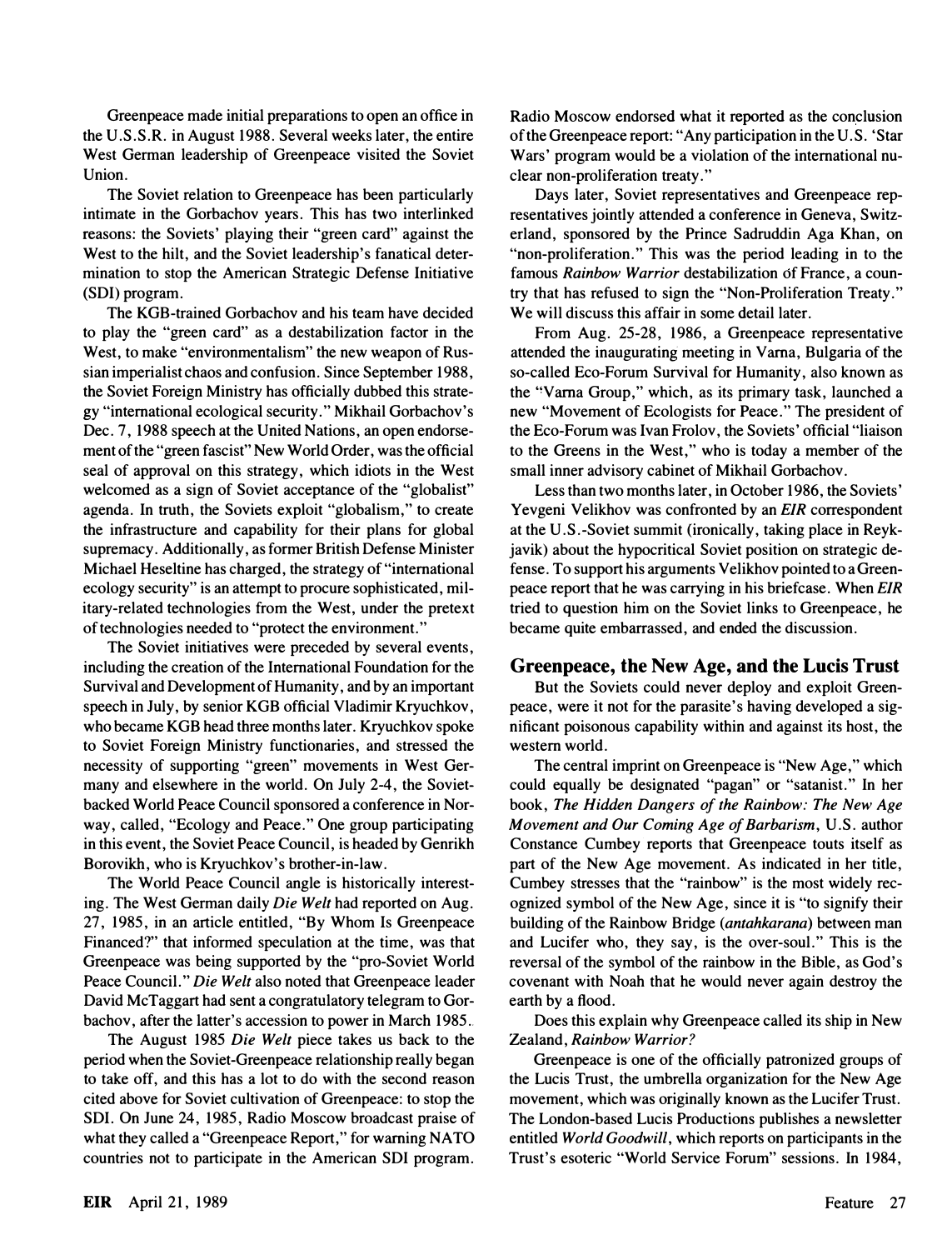Greenpeace made initial preparations to open an office in the U.S.S.R. in August 1988. Several weeks later, the entire West German leadership of Greenpeace visited the Soviet Union.

The Soviet relation to Greenpeace has been particularly intimate in the Gorbachov years. This has two interlinked reasons: the Soviets' playing their "green card" against the West to the hilt, and the Soviet leadership's fanatical determination to stop the American Strategic Defense Initiative (SDI) program.

The KGB-trained Gorbachov and his team have decided to play the "green card" as a destabilization factor in the West, to make "environmentalism" the new weapon of Russian imperialist chaos and confusion. Since September 1988, the Soviet Foreign Ministry has officially dubbed this strategy "international ecological security." Mikhail Gorbachov's Dec. 7, 1988 speech at the United Nations, an open endorsement of the "green fascist" New World Order, was the official seal of approval on this strategy, which idiots in the West welcomed as a sign of Soviet acceptance of the "globalist" agenda. In truth, the Soviets exploit "globalism," to create the infrastructure and capability for their plans for global supremacy. Additionally, as former British Defense Minister Michael Heseltine has charged, the strategy of "international ecology security" is an attempt to procure sophisticated, military-related technologies from the West, under the pretext of technologies needed to "protect the environment."

The Soviet initiatives were preceded by several events, including the creation of the International Foundation for the Survival and Development of Humanity, and by an important speech in July, by senior KGB official Vladimir Kryuchkov, who became KGB head three months later. Kryuchkov spoke to Soviet Foreign Ministry functionaries, and stressed the necessity of supporting "green" movements in West Germany and elsewhere in the world. On July 2-4, the Soviet-backed World Peace Council sponsored a conference in Norway, called, "Ecology and Peace." One group participating in this event, the Soviet Peace Council, is headed by Genrikh Borovikh, who is Kryuchkov's brother-in-law.

The World Peace Council angle is historically interesting. The West German daily *Die Welt* had reported on Aug. 27, 1985, in an article entitled, "By Whom Is Greenpeace Financed?" that informed speculation at the time, was that Greenpeace was being supported by the "pro-Soviet World Peace Council." *Die Welt* also noted that Greenpeace leader David McTaggart had sent a congratulatory telegram to Gorbachov, after the latter's accession to power in March 1985.

The August 1985 *Die Welt* piece takes us back to the period when the Soviet-Greenpeace relationship really began to take off, and this has a lot to do with the second reason cited above for Soviet cultivation of Greenpeace: to stop the SDI. On June 24, 1985, Radio Moscow broadcast praise of what they called a "Greenpeace Report," for warning NATO countries not to participate in the American SDI program. Radio Moscow endorsed what it reported as the conclusion of the Greenpeace report: "Any participation in the U.S. 'Star Wars' program would be a violation of the international nuclear non-proliferation treaty."

Days later, Soviet representatives and Greenpeace representatives jointly attended a conference in Geneva, Switzerland, sponsored by the Prince Sadruddin Aga Khan, on "non-proliferation." This was the period leading in to the famous *Rainbow Warrior* destabilization of France, a country that has refused to sign the "Non-Proliferation Treaty." We will discuss this affair in some detail later.

From Aug. 25-28, 1986, a Greenpeace representative attended the inaugurating meeting in Varna, Bulgaria of the so-called Eco-Forum Survival for Humanity, also known as the "Varna Group," which, as its primary task, launched a new "Movement of Ecologists for Peace." The president of the Eco-Forum was Ivan Frolov, the Soviets' official "liaison to the Greens in the West," who is today a member of the small inner advisory cabinet of Mikhail Gorbachov.

Less than two months later, in October 1986, the Soviets' Yevgeni Velikhov was confronted by an *EIR* correspondent at the U.S.-Soviet summit (ironically, taking place in Reykjavik) about the hypocritical Soviet position on strategic defense. To support his arguments Velikhov pointed to a Greenpeace report that he was carrying in his briefcase. When *EIR* tried to question him on the Soviet links to Greenpeace, he became quite embarrassed, and ended the discussion.

## Greenpeace, the New Age, and the Lucis Trust

But the Soviets could never deploy and exploit Greenpeace, were it not for the parasite's having developed a significant poisonous capability within and against its host, the western world.

The central imprint on Greenpeace is "New Age," which could equally be designated "pagan" or "satanist." In her book, *The Hidden Dangers of the Rainbow: The New Age Movement and Our Coming Age of Barbarism*, U.S. author Constance Cumbey reports that Greenpeace touts itself as part of the New Age movement. As indicated in her title, Cumbey stresses that the "rainbow" is the most widely recognized symbol of the New Age, since it is "to signify their building of the Rainbow Bridge (*antahkarana*) between man and Lucifer who, they say, is the over-soul." This is the reversal of the symbol of the rainbow in the Bible, as God's covenant with Noah that he would never again destroy the earth by a flood.

Does this explain why Greenpeace called its ship in New Zealand, *Rainbow Warrior?*

Greenpeace is one of the officially patronized groups of the Lucis Trust, the umbrella organization for the New Age movement, which was originally known as the Lucifer Trust. The London-based Lucis Productions publishes a newsletter entitled *World Goodwill*, which reports on participants in the Trust's esoteric "World Service Forum" sessions. In 1984,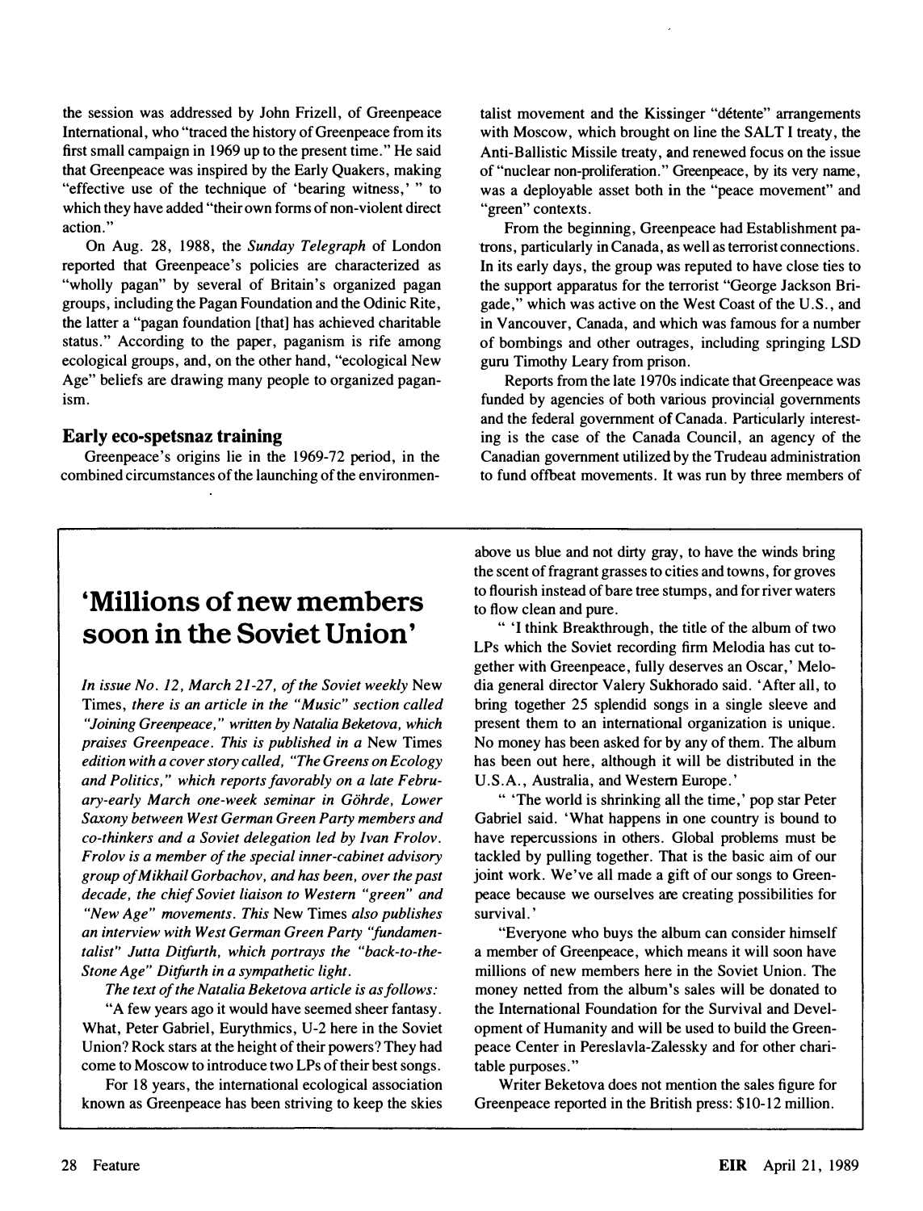the session was addressed by John Frizell, of Greenpeace International, who "traced the history of Greenpeace from its first small campaign in 1969 up to the present time." He said that Greenpeace was inspired by the Early Quakers, making "effective use of the technique of 'bearing witness,' " to which they have added "their own forms of non-violent direct action."

On Aug. 28, 1988, the *Sunday Telegraph* of London reported that Greenpeace's policies are characterized as "wholly pagan" by several of Britain's organized pagan groups, including the Pagan Foundation and the Odinic Rite, the latter a "pagan foundation [that] has achieved charitable status." According to the paper, paganism is rife among ecological groups, and, on the other hand, "ecological New Age" beliefs are drawing many people to organized paganism.

### Early eco-spetsnaz training

Greenpeace's origins lie in the 1969-72 period, in the combined circumstances of the launching of the environmentalist movement and the Kissinger "détente" arrangements with Moscow, which brought on line the SALT I treaty, the Anti-Ballistic Missile treaty, and renewed focus on the issue of "nuclear non-proliferation." Greenpeace, by its very name, was a deployable asset both in the "peace movement" and "green" contexts.

From the beginning, Greenpeace had Establishment patrons, particularly in Canada, as well as terrorist connections. In its early days, the group was reputed to have close ties to the support apparatus for the terrorist "George Jackson Brigade," which was active on the West Coast of the U.S., and in Vancouver, Canada, and which was famous for a number of bombings and other outrages, including springing LSD guru Timothy Leary from prison.

Reports from the late 1970s indicate that Greenpeace was funded by agencies of both various provincial governments and the federal government of Canada. Particularly interesting is the case of the Canada Council, an agency of the Canadian government utilized by the Trudeau administration to fund offbeat movements. It was run by three members of

## 'Millions of new members soon in the Soviet Union'

*In issue No. 12, March 21-27, of the Soviet weekly* New Times, *there is an article in the "Music" section called "Joining Greenpeace," written by Natalia Beketova, which praises Greenpeace. This is published in a* New Times *edition with a cover story called, "The Greens on Ecology and Politics," which reports favorably on a late February-early March one-week seminar in Göhrde, Lower Saxony between West German Green Party members and co-thinkers and a Soviet delegation led by Ivan Frolov. Frolov is a member of the special inner-cabinet advisory group of Mikhail Gorbachov, and has been, over the past decade, the chief Soviet liaison to Western "green" and "New Age" movements. This* New Times *also publishes an interview with West German Green Party "fundamentalist" Jutta Ditfurth, which portrays the "back-to-the-Stone Age" Ditfurth in a sympathetic light.*

*The text of the Natalia Beketova article is as follows:*

"A few years ago it would have seemed sheer fantasy. What, Peter Gabriel, Eurythmics, U-2 here in the Soviet Union? Rock stars at the height of their powers? They had come to Moscow to introduce two LPs of their best songs.

For 18 years, the international ecological association known as Greenpeace has been striving to keep the skies above us blue and not dirty gray, to have the winds bring the scent of fragrant grasses to cities and towns, for groves to flourish instead of bare tree stumps, and for river waters to flow clean and pure.

" 'I think Breakthrough, the title of the album of two LPs which the Soviet recording firm Melodia has cut together with Greenpeace, fully deserves an Oscar,' Melodia general director Valery Sukhorado said. 'After all, to bring together 25 splendid songs in a single sleeve and present them to an international organization is unique. No money has been asked for by any of them. The album has been out here, although it will be distributed in the U.S.A., Australia, and Western Europe.'

" 'The world is shrinking all the time,' pop star Peter Gabriel said. 'What happens in one country is bound to have repercussions in others. Global problems must be tackled by pulling together. That is the basic aim of our joint work. We've all made a gift of our songs to Greenpeace because we ourselves are creating possibilities for survival.'

"Everyone who buys the album can consider himself a member of Greenpeace, which means it will soon have millions of new members here in the Soviet Union. The money netted from the album's sales will be donated to the International Foundation for the Survival and Development of Humanity and will be used to build the Greenpeace Center in Pereslavla-Zalessky and for other charitable purposes."

Writer Beketova does not mention the sales figure for Greenpeace reported in the British press: $10-12 million.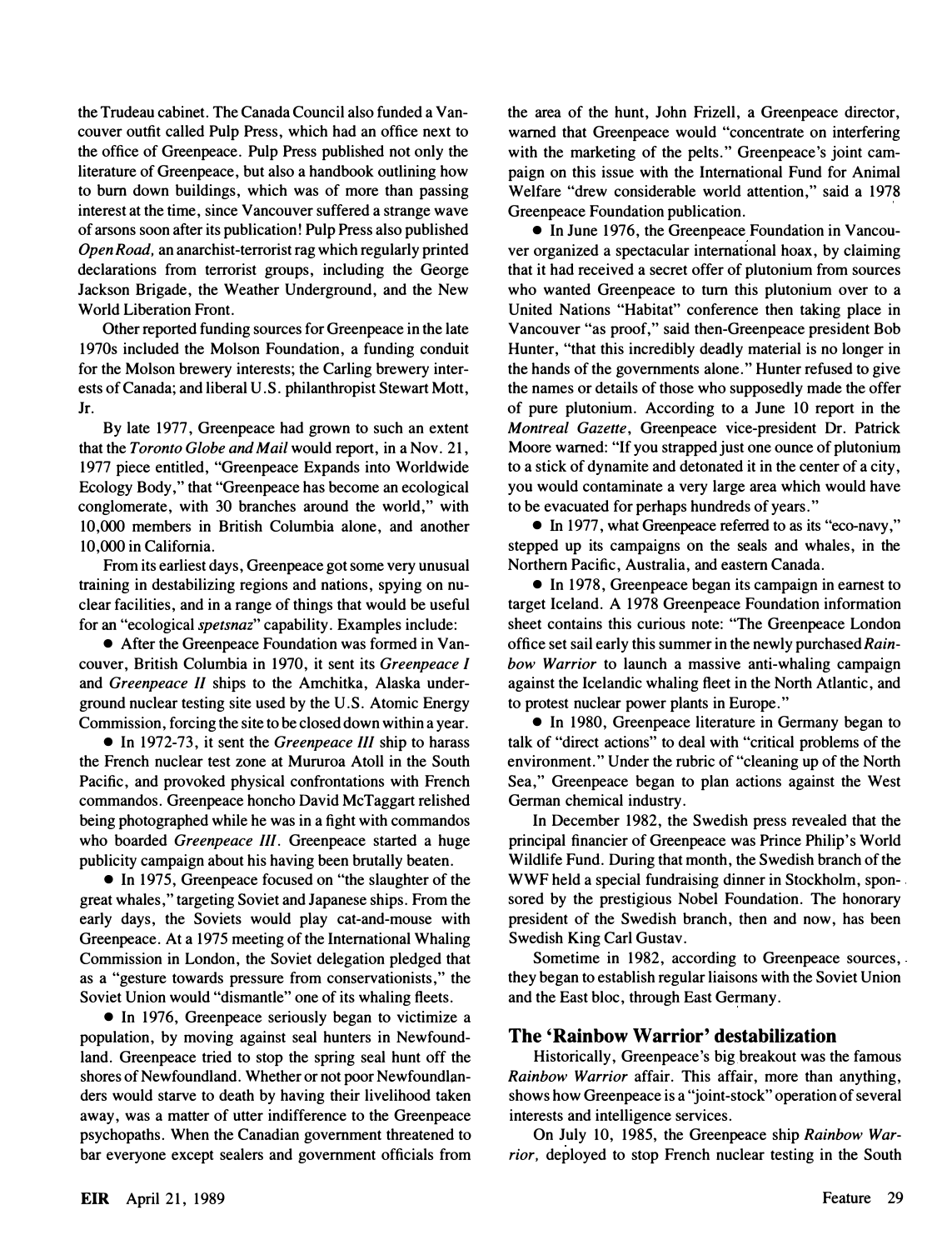the Trudeau cabinet. The Canada Council also funded a Vancouver outfit called Pulp Press, which had an office next to the office of Greenpeace. Pulp Press published not only the literature of Greenpeace, but also a handbook outlining how to burn down buildings, which was of more than passing interest at the time, since Vancouver suffered a strange wave of arsons soon after its publication! Pulp Press also published *Open Road,* an anarchist-terrorist rag which regularly printed declarations from terrorist groups, including the George Jackson Brigade, the Weather Underground, and the New World Liberation Front.

Other reported funding sources for Greenpeace in the late 1970s included the Molson Foundation, a funding conduit for the Molson brewery interests; the Carling brewery interests of Canada; and liberal U.S. philanthropist Stewart Mott, Jr.

By late 1977, Greenpeace had grown to such an extent that the *Toronto Globe and Mail* would report, in a Nov. 21, 1977 piece entitled, "Greenpeace Expands into Worldwide Ecology Body," that "Greenpeace has become an ecological conglomerate, with 30 branches around the world," with 10,000 members in British Columbia alone, and another 10,000 in California.

From its earliest days, Greenpeace got some very unusual training in destabilizing regions and nations, spying on nuclear facilities, and in a range of things that would be useful for an "ecological *spetsnaz*" capability. Examples include:

- After the Greenpeace Foundation was formed in Vancouver, British Columbia in 1970, it sent its *Greenpeace I* and *Greenpeace II* ships to the Amchitka, Alaska underground nuclear testing site used by the U.S. Atomic Energy Commission, forcing the site to be closed down within a year.
- In 1972-73, it sent the *Greenpeace III* ship to harass the French nuclear test zone at Mururoa Atoll in the South Pacific, and provoked physical confrontations with French commandos. Greenpeace honcho David McTaggart relished being photographed while he was in a fight with commandos who boarded *Greenpeace III*. Greenpeace started a huge publicity campaign about his having been brutally beaten.
- In 1975, Greenpeace focused on "the slaughter of the great whales," targeting Soviet and Japanese ships. From the early days, the Soviets would play cat-and-mouse with Greenpeace. At a 1975 meeting of the International Whaling Commission in London, the Soviet delegation pledged that as a "gesture towards pressure from conservationists," the Soviet Union would "dismantle" one of its whaling fleets.
- In 1976, Greenpeace seriously began to victimize a population, by moving against seal hunters in Newfoundland. Greenpeace tried to stop the spring seal hunt off the shores of Newfoundland. Whether or not poor Newfoundlanders would starve to death by having their livelihood taken away, was a matter of utter indifference to the Greenpeace psychopaths. When the Canadian government threatened to bar everyone except sealers and government officials from the area of the hunt, John Frizell, a Greenpeace director, warned that Greenpeace would "concentrate on interfering with the marketing of the pelts." Greenpeace's joint campaign on this issue with the International Fund for Animal Welfare "drew considerable world attention," said a 1978 Greenpeace Foundation publication.
- In June 1976, the Greenpeace Foundation in Vancouver organized a spectacular international hoax, by claiming that it had received a secret offer of plutonium from sources who wanted Greenpeace to turn this plutonium over to a United Nations "Habitat" conference then taking place in Vancouver "as proof," said then-Greenpeace president Bob Hunter, "that this incredibly deadly material is no longer in the hands of the governments alone." Hunter refused to give the names or details of those who supposedly made the offer of pure plutonium. According to a June 10 report in the *Montreal Gazette*, Greenpeace vice-president Dr. Patrick Moore warned: "If you strapped just one ounce of plutonium to a stick of dynamite and detonated it in the center of a city, you would contaminate a very large area which would have to be evacuated for perhaps hundreds of years."
- In 1977, what Greenpeace referred to as its "eco-navy," stepped up its campaigns on the seals and whales, in the Northern Pacific, Australia, and eastern Canada.
- In 1978, Greenpeace began its campaign in earnest to target Iceland. A 1978 Greenpeace Foundation information sheet contains this curious note: "The Greenpeace London office set sail early this summer in the newly purchased *Rainbow Warrior* to launch a massive anti-whaling campaign against the Icelandic whaling fleet in the North Atlantic, and to protest nuclear power plants in Europe."
- In 1980, Greenpeace literature in Germany began to talk of "direct actions" to deal with "critical problems of the environment." Under the rubric of "cleaning up of the North Sea," Greenpeace began to plan actions against the West German chemical industry.

In December 1982, the Swedish press revealed that the principal financier of Greenpeace was Prince Philip's World Wildlife Fund. During that month, the Swedish branch of the WWF held a special fundraising dinner in Stockholm, sponsored by the prestigious Nobel Foundation. The honorary president of the Swedish branch, then and now, has been Swedish King Carl Gustav.

Sometime in 1982, according to Greenpeace sources, they began to establish regular liaisons with the Soviet Union and the East bloc, through East Germany.

## The 'Rainbow Warrior' destabilization

Historically, Greenpeace's big breakout was the famous *Rainbow Warrior* affair. This affair, more than anything, shows how Greenpeace is a "joint-stock" operation of several interests and intelligence services.

On July 10, 1985, the Greenpeace ship *Rainbow Warrior,* deployed to stop French nuclear testing in the South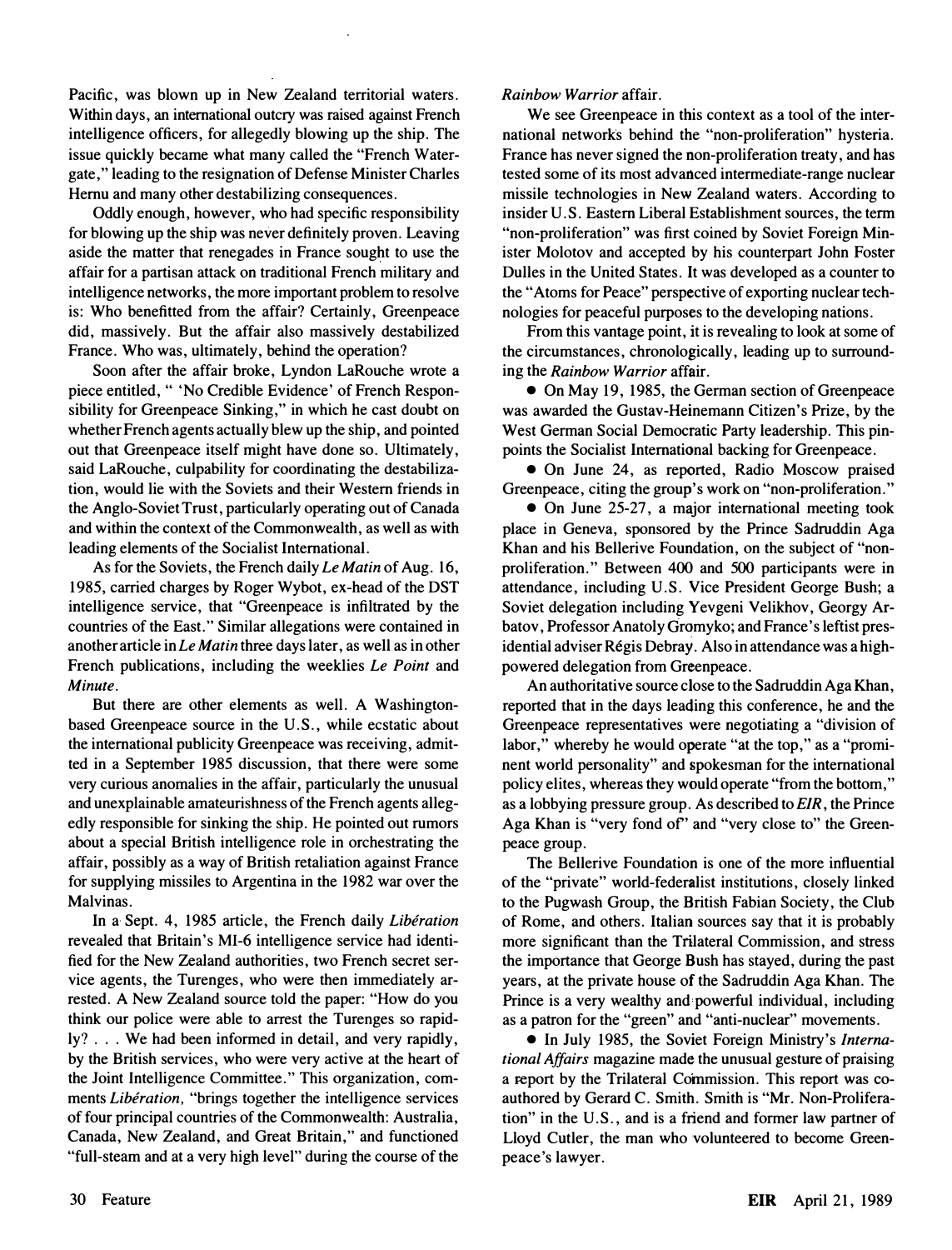Pacific, was blown up in New Zealand territorial waters. Within days, an international outcry was raised against French intelligence officers, for allegedly blowing up the ship. The issue quickly became what many called the "French Watergate," leading to the resignation of Defense Minister Charles Hernu and many other destabilizing consequences.

Oddly enough, however, who had specific responsibility for blowing up the ship was never definitely proven. Leaving aside the matter that renegades in France sought to use the affair for a partisan attack on traditional French military and intelligence networks, the more important problem to resolve is: Who benefitted from the affair? Certainly, Greenpeace did, massively. But the affair also massively destabilized France. Who was, ultimately, behind the operation?

Soon after the affair broke, Lyndon LaRouche wrote a piece entitled, " 'No Credible Evidence' of French Responsibility for Greenpeace Sinking," in which he cast doubt on whether French agents actually blew up the ship, and pointed out that Greenpeace itself might have done so. Ultimately, said LaRouche, culpability for coordinating the destabilization, would lie with the Soviets and their Western friends in the Anglo-Soviet Trust, particularly operating out of Canada and within the context of the Commonwealth, as well as with leading elements of the Socialist International.

As for the Soviets, the French daily *Le Matin* of Aug. 16, 1985, carried charges by Roger Wybot, ex-head of the DST intelligence service, that "Greenpeace is infiltrated by the countries of the East." Similar allegations were contained in another article in *Le Matin* three days later, as well as in other French publications, including the weeklies *Le Point* and *Minute*.

But there are other elements as well. A Washington-based Greenpeace source in the U.S., while ecstatic about the international publicity Greenpeace was receiving, admitted in a September 1985 discussion, that there were some very curious anomalies in the affair, particularly the unusual and unexplainable amateurishness of the French agents allegedly responsible for sinking the ship. He pointed out rumors about a special British intelligence role in orchestrating the affair, possibly as a way of British retaliation against France for supplying missiles to Argentina in the 1982 war over the Malvinas.

In a Sept. 4, 1985 article, the French daily *Libération* revealed that Britain's MI-6 intelligence service had identified for the New Zealand authorities, two French secret service agents, the Turenges, who were then immediately arrested. A New Zealand source told the paper: "How do you think our police were able to arrest the Turenges so rapidly? . . . We had been informed in detail, and very rapidly, by the British services, who were very active at the heart of the Joint Intelligence Committee." This organization, comments *Libération*, "brings together the intelligence services of four principal countries of the Commonwealth: Australia, Canada, New Zealand, and Great Britain," and functioned "full-steam and at a very high level" during the course of the *Rainbow Warrior* affair.

We see Greenpeace in this context as a tool of the international networks behind the "non-proliferation" hysteria. France has never signed the non-proliferation treaty, and has tested some of its most advanced intermediate-range nuclear missile technologies in New Zealand waters. According to insider U.S. Eastern Liberal Establishment sources, the term "non-proliferation" was first coined by Soviet Foreign Minister Molotov and accepted by his counterpart John Foster Dulles in the United States. It was developed as a counter to the "Atoms for Peace" perspective of exporting nuclear technologies for peaceful purposes to the developing nations.

From this vantage point, it is revealing to look at some of the circumstances, chronologically, leading up to surrounding the *Rainbow Warrior* affair.

- On May 19, 1985, the German section of Greenpeace was awarded the Gustav-Heinemann Citizen's Prize, by the West German Social Democratic Party leadership. This pinpoints the Socialist International backing for Greenpeace.
- On June 24, as reported, Radio Moscow praised Greenpeace, citing the group's work on "non-proliferation."
- On June 25-27, a major international meeting took place in Geneva, sponsored by the Prince Sadruddin Aga Khan and his Bellerive Foundation, on the subject of "non-proliferation." Between 400 and 500 participants were in attendance, including U.S. Vice President George Bush; a Soviet delegation including Yevgeni Velikhov, Georgy Arbatov, Professor Anatoly Gromyko; and France's leftist presidential adviser Régis Debray. Also in attendance was a high-powered delegation from Greenpeace.

An authoritative source close to the Sadruddin Aga Khan, reported that in the days leading this conference, he and the Greenpeace representatives were negotiating a "division of labor," whereby he would operate "at the top," as a "prominent world personality" and spokesman for the international policy elites, whereas they would operate "from the bottom," as a lobbying pressure group. As described to *EIR*, the Prince Aga Khan is "very fond of" and "very close to" the Greenpeace group.

The Bellerive Foundation is one of the more influential of the "private" world-federalist institutions, closely linked to the Pugwash Group, the British Fabian Society, the Club of Rome, and others. Italian sources say that it is probably more significant than the Trilateral Commission, and stress the importance that George Bush has stayed, during the past years, at the private house of the Sadruddin Aga Khan. The Prince is a very wealthy and powerful individual, including as a patron for the "green" and "anti-nuclear" movements.

- In July 1985, the Soviet Foreign Ministry's *International Affairs* magazine made the unusual gesture of praising a report by the Trilateral Commission. This report was co-authored by Gerard C. Smith. Smith is "Mr. Non-Proliferation" in the U.S., and is a friend and former law partner of Lloyd Cutler, the man who volunteered to become Greenpeace's lawyer.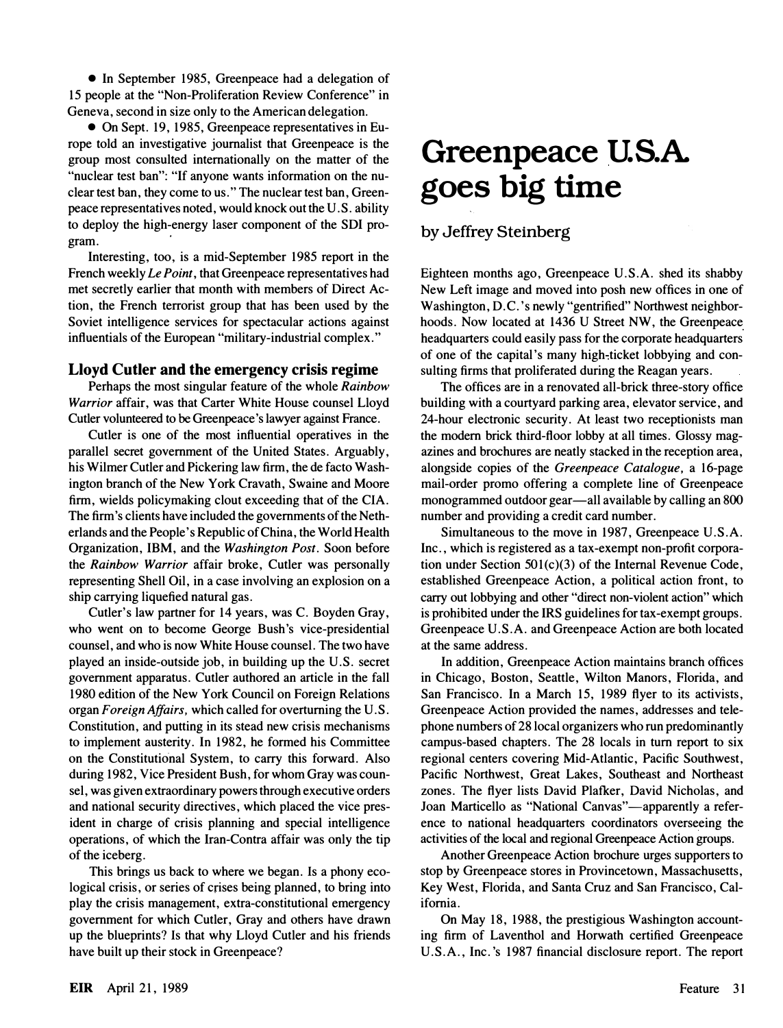- In September 1985, Greenpeace had a delegation of 15 people at the "Non-Proliferation Review Conference" in Geneva, second in size only to the American delegation.
- On Sept. 19, 1985, Greenpeace representatives in Europe told an investigative journalist that Greenpeace is the group most consulted internationally on the matter of the "nuclear test ban": "If anyone wants information on the nuclear test ban, they come to us." The nuclear test ban, Greenpeace representatives noted, would knock out the U.S. ability to deploy the high-energy laser component of the SDI program.

Interesting, too, is a mid-September 1985 report in the French weekly *Le Point*, that Greenpeace representatives had met secretly earlier that month with members of Direct Action, the French terrorist group that has been used by the Soviet intelligence services for spectacular actions against influentials of the European "military-industrial complex."

### Lloyd Cutler and the emergency crisis regime

Perhaps the most singular feature of the whole *Rainbow Warrior* affair, was that Carter White House counsel Lloyd Cutler volunteered to be Greenpeace's lawyer against France.

Cutler is one of the most influential operatives in the parallel secret government of the United States. Arguably, his Wilmer Cutler and Pickering law firm, the de facto Washington branch of the New York Cravath, Swaine and Moore firm, wields policymaking clout exceeding that of the CIA. The firm's clients have included the governments of the Netherlands and the People's Republic of China, the World Health Organization, IBM, and the *Washington Post*. Soon before the *Rainbow Warrior* affair broke, Cutler was personally representing Shell Oil, in a case involving an explosion on a ship carrying liquefied natural gas.

Cutler's law partner for 14 years, was C. Boyden Gray, who went on to become George Bush's vice-presidential counsel, and who is now White House counsel. The two have played an inside-outside job, in building up the U.S. secret government apparatus. Cutler authored an article in the fall 1980 edition of the New York Council on Foreign Relations organ *Foreign Affairs*, which called for overturning the U.S. Constitution, and putting in its stead new crisis mechanisms to implement austerity. In 1982, he formed his Committee on the Constitutional System, to carry this forward. Also during 1982, Vice President Bush, for whom Gray was counsel, was given extraordinary powers through executive orders and national security directives, which placed the vice president in charge of crisis planning and special intelligence operations, of which the Iran-Contra affair was only the tip of the iceberg.

This brings us back to where we began. Is a phony ecological crisis, or series of crises being planned, to bring into play the crisis management, extra-constitutional emergency government for which Cutler, Gray and others have drawn up the blueprints? Is that why Lloyd Cutler and his friends have built up their stock in Greenpeace?

# Greenpeace U.S.A. goes big time

by Jeffrey Steinberg

Eighteen months ago, Greenpeace U.S.A. shed its shabby New Left image and moved into posh new offices in one of Washington, D.C.'s newly "gentrified" Northwest neighborhoods. Now located at 1436 U Street NW, the Greenpeace headquarters could easily pass for the corporate headquarters of one of the capital's many high-ticket lobbying and consulting firms that proliferated during the Reagan years.

The offices are in a renovated all-brick three-story office building with a courtyard parking area, elevator service, and 24-hour electronic security. At least two receptionists man the modern brick third-floor lobby at all times. Glossy magazines and brochures are neatly stacked in the reception area, alongside copies of the *Greenpeace Catalogue*, a 16-page mail-order promo offering a complete line of Greenpeace monogrammed outdoor gear—all available by calling an 800 number and providing a credit card number.

Simultaneous to the move in 1987, Greenpeace U.S.A. Inc., which is registered as a tax-exempt non-profit corporation under Section 501(c)(3) of the Internal Revenue Code, established Greenpeace Action, a political action front, to carry out lobbying and other "direct non-violent action" which is prohibited under the IRS guidelines for tax-exempt groups. Greenpeace U.S.A. and Greenpeace Action are both located at the same address.

In addition, Greenpeace Action maintains branch offices in Chicago, Boston, Seattle, Wilton Manors, Florida, and San Francisco. In a March 15, 1989 flyer to its activists, Greenpeace Action provided the names, addresses and telephone numbers of 28 local organizers who run predominantly campus-based chapters. The 28 locals in turn report to six regional centers covering Mid-Atlantic, Pacific Southwest, Pacific Northwest, Great Lakes, Southeast and Northeast zones. The flyer lists David Plafker, David Nicholas, and Joan Marticello as "National Canvas"—apparently a reference to national headquarters coordinators overseeing the activities of the local and regional Greenpeace Action groups.

Another Greenpeace Action brochure urges supporters to stop by Greenpeace stores in Provincetown, Massachusetts, Key West, Florida, and Santa Cruz and San Francisco, California.

On May 18, 1988, the prestigious Washington accounting firm of Laventhol and Horwath certified Greenpeace U.S.A., Inc.'s 1987 financial disclosure report. The report